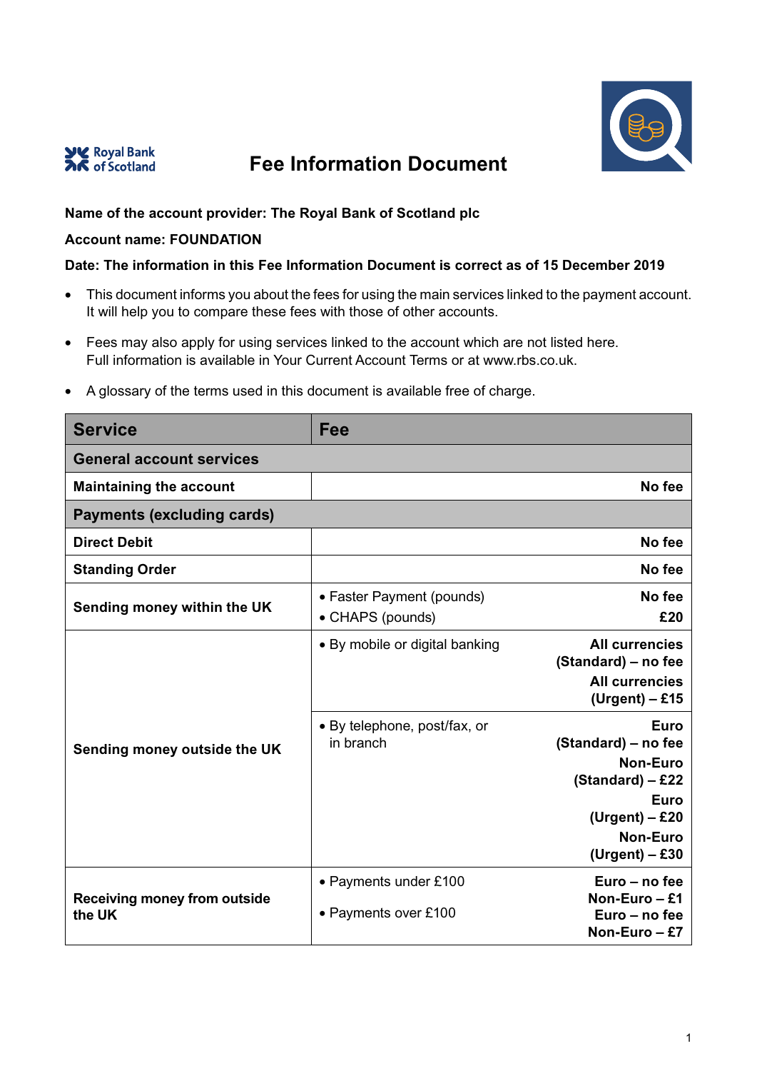Royal Bank of Scotland

# Fee Information Document

**Name of the account provider: The Royal Bank of Scotland plc**

**Account name: FOUNDATION**

**Date: The information in this Fee Information Document is correct as of 15 December 2019**

- This document informs you about the fees for using the main services linked to the payment account. It will help you to compare these fees with those of other accounts.
- Fees may also apply for using services linked to the account which are not listed here. Full information is available in Your Current Account Terms or at www.rbs.co.uk.
- A glossary of the terms used in this document is available free of charge.

| Service | Fee | |
|---|---|---|
| **General account services** | | |
| **Maintaining the account** | | **No fee** |
| **Payments (excluding cards)** | | |
| **Direct Debit** | | **No fee** |
| **Standing Order** | | **No fee** |
| **Sending money within the UK** | • Faster Payment (pounds)<br>• CHAPS (pounds) | **No fee**<br>**£20** |
| **Sending money outside the UK** | • By mobile or digital banking | **All currencies (Standard) – no fee**<br>**All currencies (Urgent) – £15** |
| | • By telephone, post/fax, or in branch | **Euro (Standard) – no fee**<br>**Non-Euro (Standard) – £22**<br>**Euro (Urgent) – £20**<br>**Non-Euro (Urgent) – £30** |
| **Receiving money from outside the UK** | • Payments under £100<br>• Payments over £100 | **Euro – no fee**<br>**Non-Euro – £1**<br>**Euro – no fee**<br>**Non-Euro – £7** |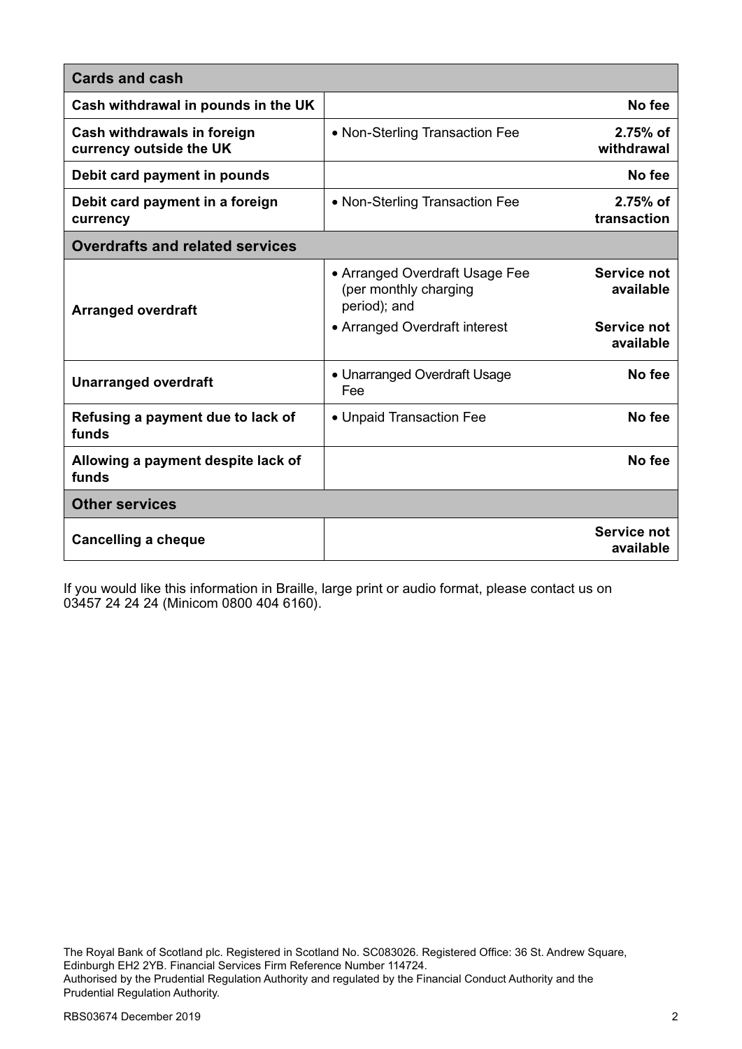| Cards and cash | | |
|---|---|---|
| **Cash withdrawal in pounds in the UK** | | **No fee** |
| **Cash withdrawals in foreign currency outside the UK** | • Non-Sterling Transaction Fee | **2.75% of withdrawal** |
| **Debit card payment in pounds** | | **No fee** |
| **Debit card payment in a foreign currency** | • Non-Sterling Transaction Fee | **2.75% of transaction** |
| **Overdrafts and related services** | | |
| **Arranged overdraft** | • Arranged Overdraft Usage Fee (per monthly charging period); and | **Service not available** |
| | • Arranged Overdraft interest | **Service not available** |
| **Unarranged overdraft** | • Unarranged Overdraft Usage Fee | **No fee** |
| **Refusing a payment due to lack of funds** | • Unpaid Transaction Fee | **No fee** |
| **Allowing a payment despite lack of funds** | | **No fee** |
| **Other services** | | |
| **Cancelling a cheque** | | **Service not available** |

If you would like this information in Braille, large print or audio format, please contact us on 03457 24 24 24 (Minicom 0800 404 6160).

The Royal Bank of Scotland plc. Registered in Scotland No. SC083026. Registered Office: 36 St. Andrew Square, Edinburgh EH2 2YB. Financial Services Firm Reference Number 114724.
Authorised by the Prudential Regulation Authority and regulated by the Financial Conduct Authority and the Prudential Regulation Authority.

RBS03674 December 2019